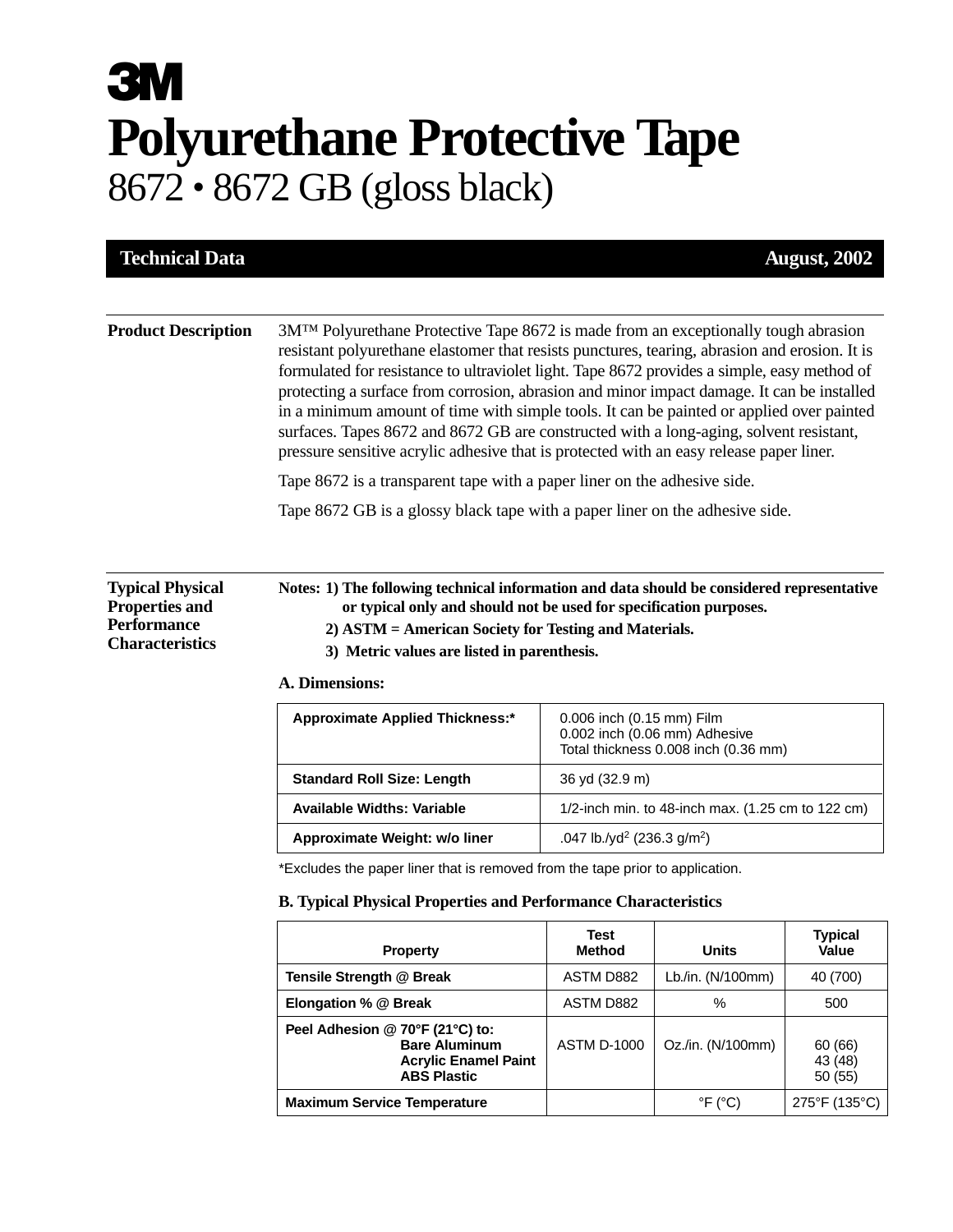# 3M

# Polyurethane Protective Tape

## 8672 • 8672 GB (gloss black)

**Technical Data** **August, 2002**

---

**Product Description**

3M™ Polyurethane Protective Tape 8672 is made from an exceptionally tough abrasion resistant polyurethane elastomer that resists punctures, tearing, abrasion and erosion. It is formulated for resistance to ultraviolet light. Tape 8672 provides a simple, easy method of protecting a surface from corrosion, abrasion and minor impact damage. It can be installed in a minimum amount of time with simple tools. It can be painted or applied over painted surfaces. Tapes 8672 and 8672 GB are constructed with a long-aging, solvent resistant, pressure sensitive acrylic adhesive that is protected with an easy release paper liner.

Tape 8672 is a transparent tape with a paper liner on the adhesive side.

Tape 8672 GB is a glossy black tape with a paper liner on the adhesive side.

---

**Typical Physical Properties and Performance Characteristics**

**Notes: 1) The following technical information and data should be considered representative or typical only and should not be used for specification purposes.**

**2) ASTM = American Society for Testing and Materials.**

**3) Metric values are listed in parenthesis.**

**A. Dimensions:**

| | |
|---|---|
| **Approximate Applied Thickness:*** | 0.006 inch (0.15 mm) Film<br>0.002 inch (0.06 mm) Adhesive<br>Total thickness 0.008 inch (0.36 mm) |
| **Standard Roll Size: Length** | 36 yd (32.9 m) |
| **Available Widths: Variable** | 1/2-inch min. to 48-inch max. (1.25 cm to 122 cm) |
| **Approximate Weight: w/o liner** | .047 lb./yd$^2$ (236.3 g/m$^2$) |

*Excludes the paper liner that is removed from the tape prior to application.

**B. Typical Physical Properties and Performance Characteristics**

| Property | Test Method | Units | Typical Value |
|---|---|---|---|
| **Tensile Strength @ Break** | ASTM D882 | Lb./in. (N/100mm) | 40 (700) |
| **Elongation % @ Break** | ASTM D882 | % | 500 |
| **Peel Adhesion @ 70°F (21°C) to:**<br>**Bare Aluminum**<br>**Acrylic Enamel Paint**<br>**ABS Plastic** | ASTM D-1000 | Oz./in. (N/100mm) | <br>60 (66)<br>43 (48)<br>50 (55) |
| **Maximum Service Temperature** | | °F (°C) | 275°F (135°C) |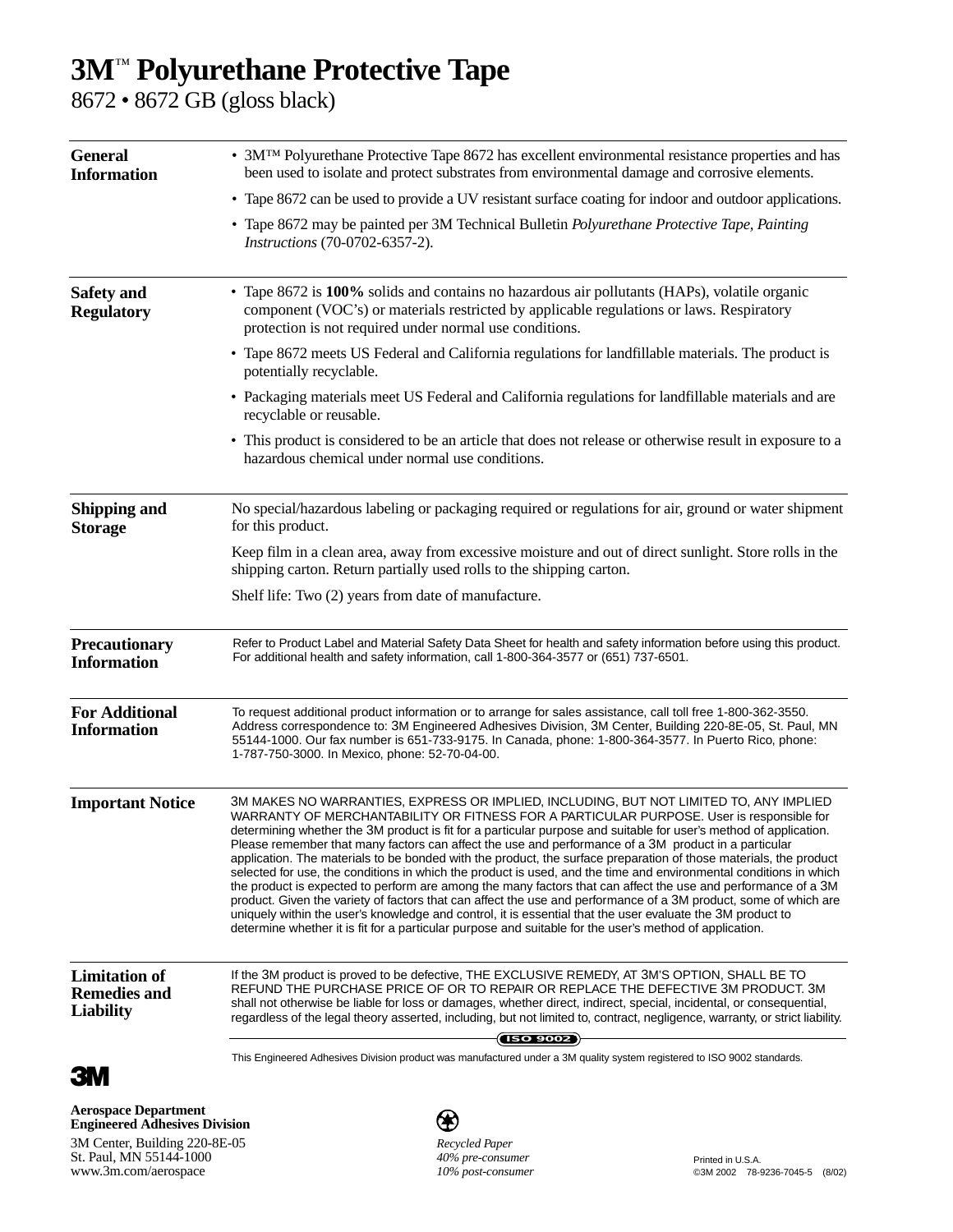# 3M™ Polyurethane Protective Tape

8672 • 8672 GB (gloss black)

## General Information

- 3M™ Polyurethane Protective Tape 8672 has excellent environmental resistance properties and has been used to isolate and protect substrates from environmental damage and corrosive elements.
- Tape 8672 can be used to provide a UV resistant surface coating for indoor and outdoor applications.
- Tape 8672 may be painted per 3M Technical Bulletin *Polyurethane Protective Tape, Painting Instructions* (70-0702-6357-2).

## Safety and Regulatory

- Tape 8672 is **100%** solids and contains no hazardous air pollutants (HAPs), volatile organic component (VOC's) or materials restricted by applicable regulations or laws. Respiratory protection is not required under normal use conditions.
- Tape 8672 meets US Federal and California regulations for landfillable materials. The product is potentially recyclable.
- Packaging materials meet US Federal and California regulations for landfillable materials and are recyclable or reusable.
- This product is considered to be an article that does not release or otherwise result in exposure to a hazardous chemical under normal use conditions.

## Shipping and Storage

No special/hazardous labeling or packaging required or regulations for air, ground or water shipment for this product.

Keep film in a clean area, away from excessive moisture and out of direct sunlight. Store rolls in the shipping carton. Return partially used rolls to the shipping carton.

Shelf life: Two (2) years from date of manufacture.

## Precautionary Information

Refer to Product Label and Material Safety Data Sheet for health and safety information before using this product. For additional health and safety information, call 1-800-364-3577 or (651) 737-6501.

## For Additional Information

To request additional product information or to arrange for sales assistance, call toll free 1-800-362-3550. Address correspondence to: 3M Engineered Adhesives Division, 3M Center, Building 220-8E-05, St. Paul, MN 55144-1000. Our fax number is 651-733-9175. In Canada, phone: 1-800-364-3577. In Puerto Rico, phone: 1-787-750-3000. In Mexico, phone: 52-70-04-00.

## Important Notice

3M MAKES NO WARRANTIES, EXPRESS OR IMPLIED, INCLUDING, BUT NOT LIMITED TO, ANY IMPLIED WARRANTY OF MERCHANTABILITY OR FITNESS FOR A PARTICULAR PURPOSE. User is responsible for determining whether the 3M product is fit for a particular purpose and suitable for user's method of application. Please remember that many factors can affect the use and performance of a 3M product in a particular application. The materials to be bonded with the product, the surface preparation of those materials, the product selected for use, the conditions in which the product is used, and the time and environmental conditions in which the product is expected to perform are among the many factors that can affect the use and performance of a 3M product. Given the variety of factors that can affect the use and performance of a 3M product, some of which are uniquely within the user's knowledge and control, it is essential that the user evaluate the 3M product to determine whether it is fit for a particular purpose and suitable for the user's method of application.

## Limitation of Remedies and Liability

If the 3M product is proved to be defective, THE EXCLUSIVE REMEDY, AT 3M'S OPTION, SHALL BE TO REFUND THE PURCHASE PRICE OF OR TO REPAIR OR REPLACE THE DEFECTIVE 3M PRODUCT. 3M shall not otherwise be liable for loss or damages, whether direct, indirect, special, incidental, or consequential, regardless of the legal theory asserted, including, but not limited to, contract, negligence, warranty, or strict liability.

ISO 9002

This Engineered Adhesives Division product was manufactured under a 3M quality system registered to ISO 9002 standards.

3M

**Aerospace Department**
**Engineered Adhesives Division**
3M Center, Building 220-8E-05
St. Paul, MN 55144-1000
www.3m.com/aerospace

*Recycled Paper*
*40% pre-consumer*
*10% post-consumer*

Printed in U.S.A.
©3M 2002 78-9236-7045-5 (8/02)